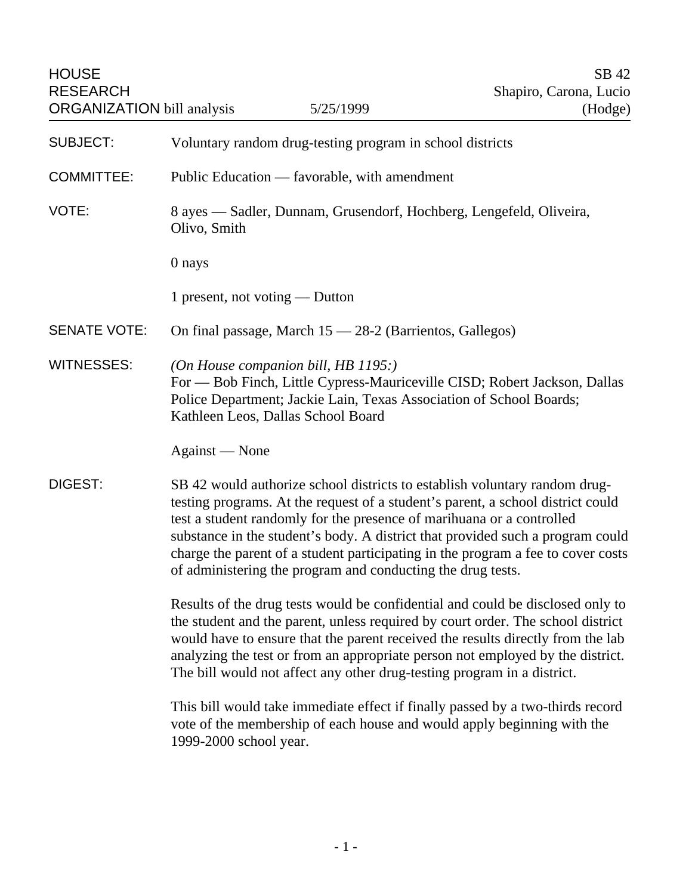HOUSE RESEARCH ORGANIZATION bill analysis — 5/25/1999 — SB 42 — Shapiro, Carona, Lucio (Hodge)

**SUBJECT:** Voluntary random drug-testing program in school districts

**COMMITTEE:** Public Education — favorable, with amendment

**VOTE:** 8 ayes — Sadler, Dunnam, Grusendorf, Hochberg, Lengefeld, Oliveira, Olivo, Smith

0 nays

1 present, not voting — Dutton

**SENATE VOTE:** On final passage, March 15 — 28-2 (Barrientos, Gallegos)

**WITNESSES:** *(On House companion bill, HB 1195:)*
For — Bob Finch, Little Cypress-Mauriceville CISD; Robert Jackson, Dallas Police Department; Jackie Lain, Texas Association of School Boards; Kathleen Leos, Dallas School Board

Against — None

**DIGEST:** SB 42 would authorize school districts to establish voluntary random drug-testing programs. At the request of a student's parent, a school district could test a student randomly for the presence of marihuana or a controlled substance in the student's body. A district that provided such a program could charge the parent of a student participating in the program a fee to cover costs of administering the program and conducting the drug tests.

Results of the drug tests would be confidential and could be disclosed only to the student and the parent, unless required by court order. The school district would have to ensure that the parent received the results directly from the lab analyzing the test or from an appropriate person not employed by the district. The bill would not affect any other drug-testing program in a district.

This bill would take immediate effect if finally passed by a two-thirds record vote of the membership of each house and would apply beginning with the 1999-2000 school year.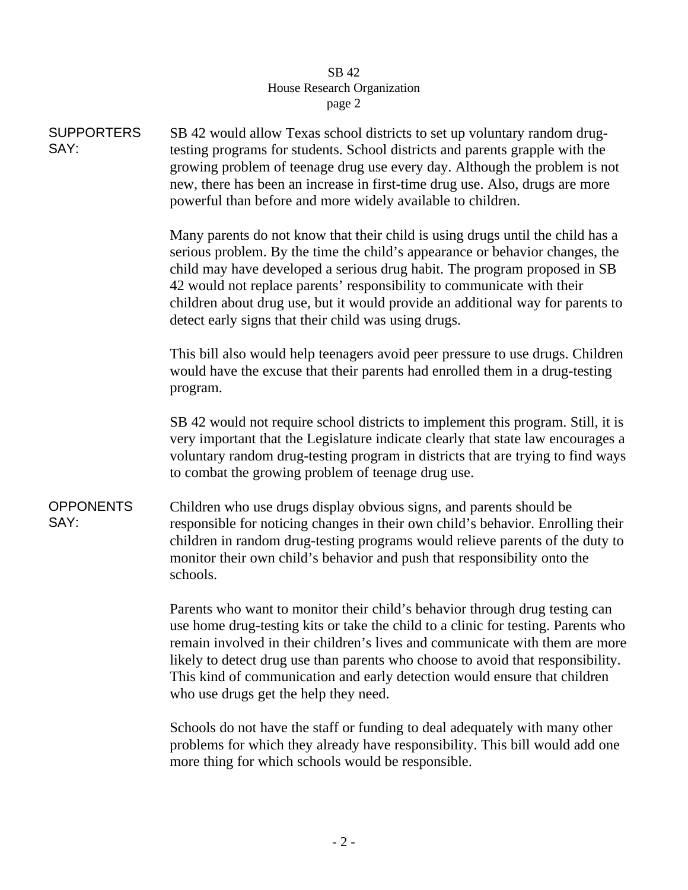**SUPPORTERS SAY:**

SB 42 would allow Texas school districts to set up voluntary random drug-testing programs for students. School districts and parents grapple with the growing problem of teenage drug use every day. Although the problem is not new, there has been an increase in first-time drug use. Also, drugs are more powerful than before and more widely available to children.

Many parents do not know that their child is using drugs until the child has a serious problem. By the time the child's appearance or behavior changes, the child may have developed a serious drug habit. The program proposed in SB 42 would not replace parents' responsibility to communicate with their children about drug use, but it would provide an additional way for parents to detect early signs that their child was using drugs.

This bill also would help teenagers avoid peer pressure to use drugs. Children would have the excuse that their parents had enrolled them in a drug-testing program.

SB 42 would not require school districts to implement this program. Still, it is very important that the Legislature indicate clearly that state law encourages a voluntary random drug-testing program in districts that are trying to find ways to combat the growing problem of teenage drug use.

**OPPONENTS SAY:**

Children who use drugs display obvious signs, and parents should be responsible for noticing changes in their own child's behavior. Enrolling their children in random drug-testing programs would relieve parents of the duty to monitor their own child's behavior and push that responsibility onto the schools.

Parents who want to monitor their child's behavior through drug testing can use home drug-testing kits or take the child to a clinic for testing. Parents who remain involved in their children's lives and communicate with them are more likely to detect drug use than parents who choose to avoid that responsibility. This kind of communication and early detection would ensure that children who use drugs get the help they need.

Schools do not have the staff or funding to deal adequately with many other problems for which they already have responsibility. This bill would add one more thing for which schools would be responsible.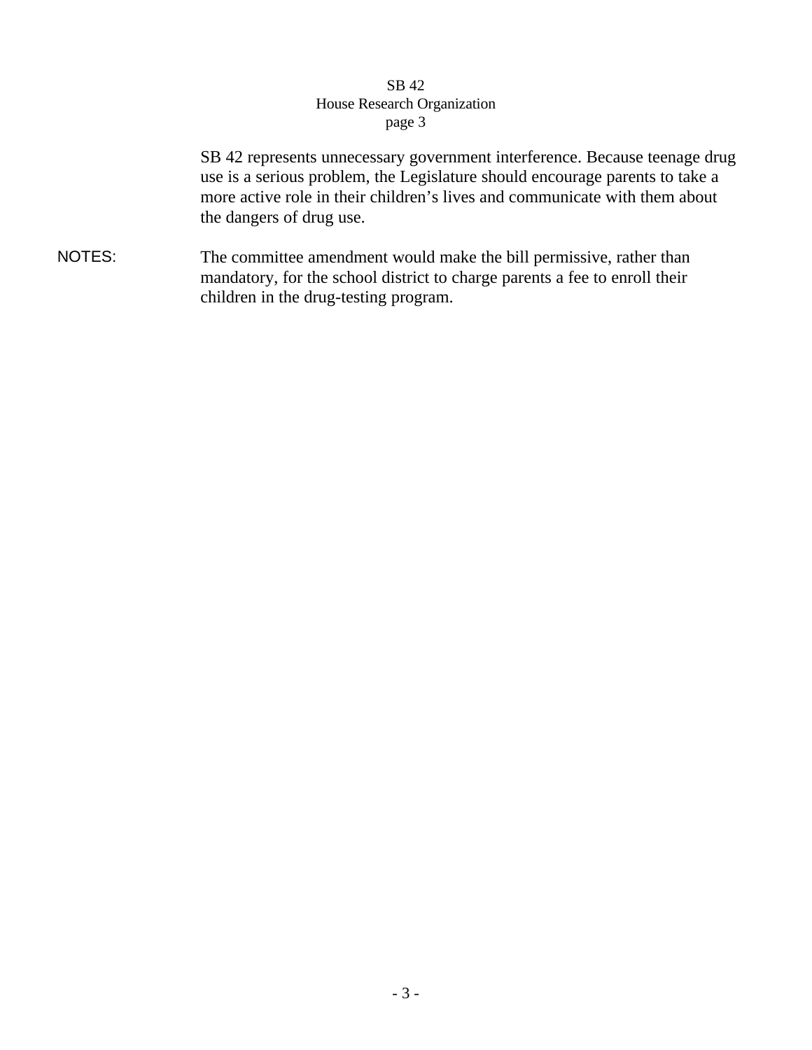SB 42 represents unnecessary government interference. Because teenage drug use is a serious problem, the Legislature should encourage parents to take a more active role in their children's lives and communicate with them about the dangers of drug use.

**NOTES:** The committee amendment would make the bill permissive, rather than mandatory, for the school district to charge parents a fee to enroll their children in the drug-testing program.